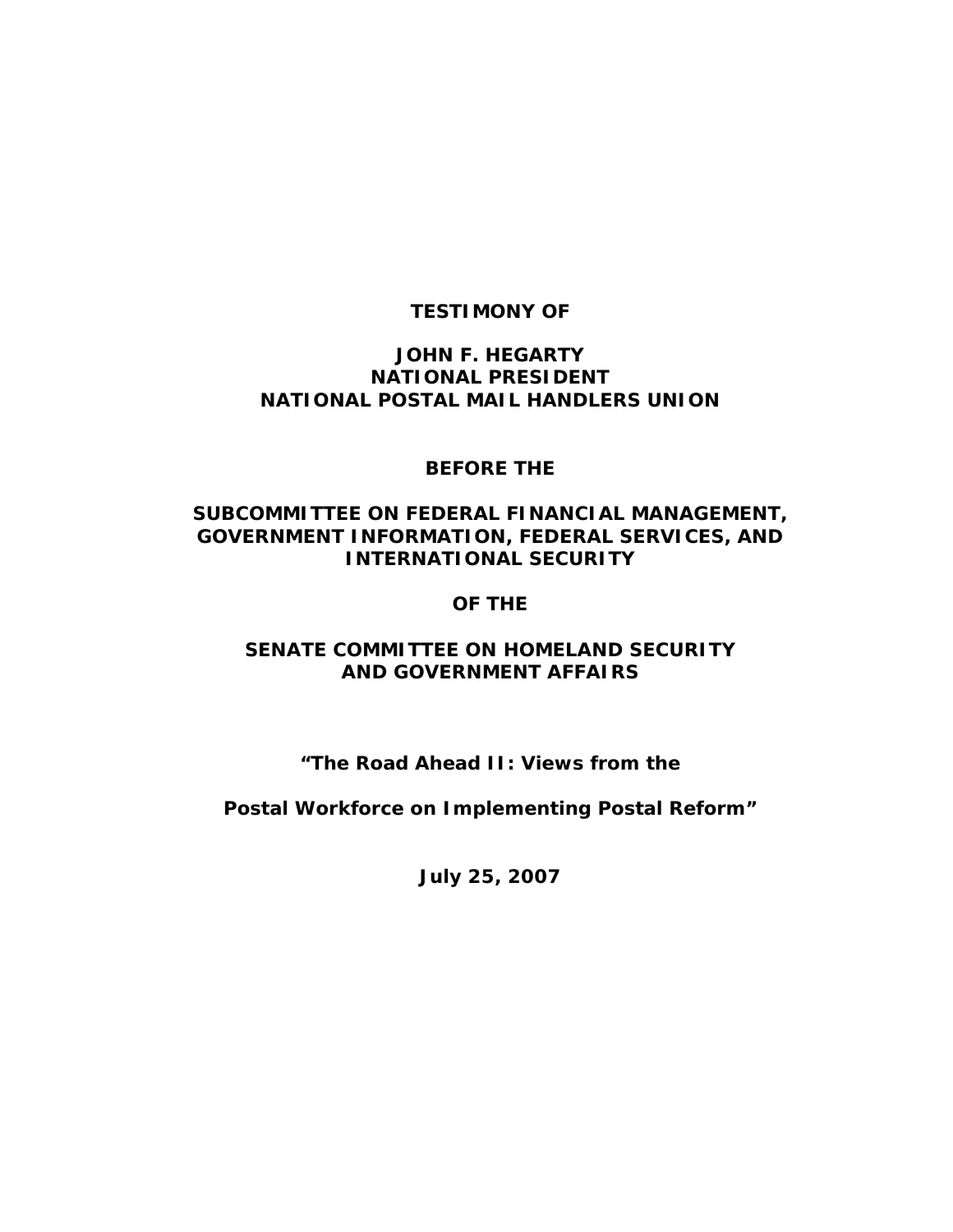**TESTIMONY OF**

**JOHN F. HEGARTY**
**NATIONAL PRESIDENT**
**NATIONAL POSTAL MAIL HANDLERS UNION**

**BEFORE THE**

**SUBCOMMITTEE ON FEDERAL FINANCIAL MANAGEMENT, GOVERNMENT INFORMATION, FEDERAL SERVICES, AND INTERNATIONAL SECURITY**

**OF THE**

**SENATE COMMITTEE ON HOMELAND SECURITY AND GOVERNMENT AFFAIRS**

**"The Road Ahead II: Views from the**

**Postal Workforce on Implementing Postal Reform"**

**July 25, 2007**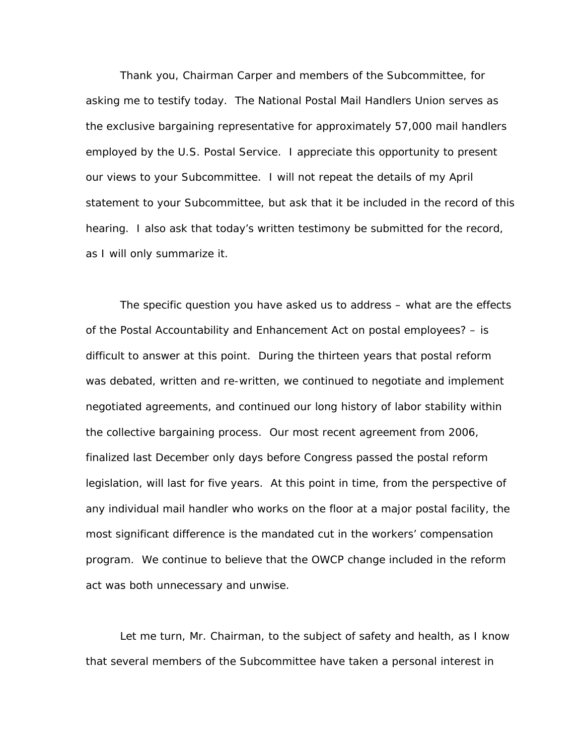Thank you, Chairman Carper and members of the Subcommittee, for asking me to testify today. The National Postal Mail Handlers Union serves as the exclusive bargaining representative for approximately 57,000 mail handlers employed by the U.S. Postal Service. I appreciate this opportunity to present our views to your Subcommittee. I will not repeat the details of my April statement to your Subcommittee, but ask that it be included in the record of this hearing. I also ask that today's written testimony be submitted for the record, as I will only summarize it.

The specific question you have asked us to address – what are the effects of the Postal Accountability and Enhancement Act on postal employees? – is difficult to answer at this point. During the thirteen years that postal reform was debated, written and re-written, we continued to negotiate and implement negotiated agreements, and continued our long history of labor stability within the collective bargaining process. Our most recent agreement from 2006, finalized last December only days before Congress passed the postal reform legislation, will last for five years. At this point in time, from the perspective of any individual mail handler who works on the floor at a major postal facility, the most significant difference is the mandated cut in the workers' compensation program. We continue to believe that the OWCP change included in the reform act was both unnecessary and unwise.

Let me turn, Mr. Chairman, to the subject of safety and health, as I know that several members of the Subcommittee have taken a personal interest in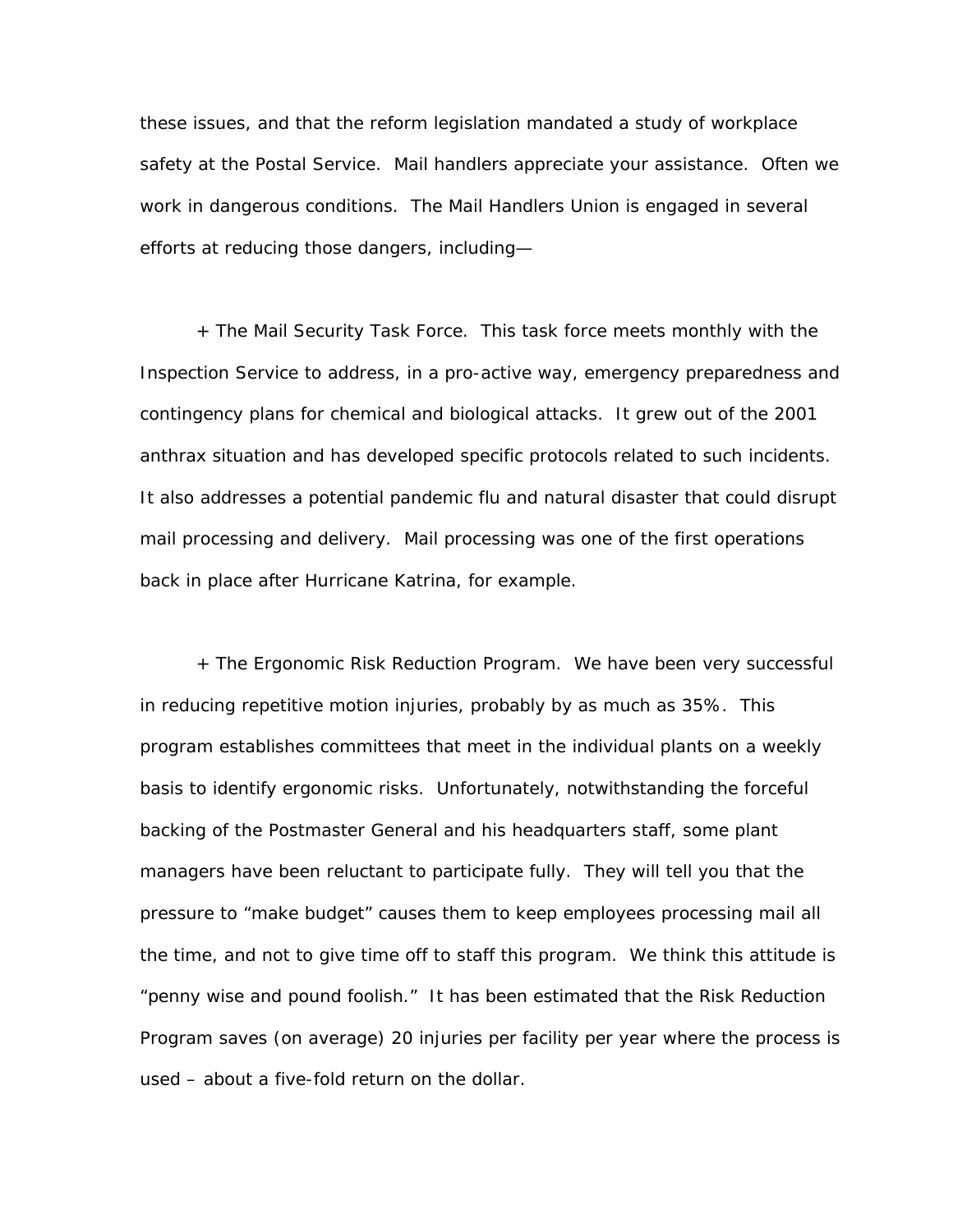these issues, and that the reform legislation mandated a study of workplace safety at the Postal Service. Mail handlers appreciate your assistance. Often we work in dangerous conditions. The Mail Handlers Union is engaged in several efforts at reducing those dangers, including—

+ The Mail Security Task Force. This task force meets monthly with the Inspection Service to address, in a pro-active way, emergency preparedness and contingency plans for chemical and biological attacks. It grew out of the 2001 anthrax situation and has developed specific protocols related to such incidents. It also addresses a potential pandemic flu and natural disaster that could disrupt mail processing and delivery. Mail processing was one of the first operations back in place after Hurricane Katrina, for example.

+ The Ergonomic Risk Reduction Program. We have been very successful in reducing repetitive motion injuries, probably by as much as 35%. This program establishes committees that meet in the individual plants on a weekly basis to identify ergonomic risks. Unfortunately, notwithstanding the forceful backing of the Postmaster General and his headquarters staff, some plant managers have been reluctant to participate fully. They will tell you that the pressure to "make budget" causes them to keep employees processing mail all the time, and not to give time off to staff this program. We think this attitude is "penny wise and pound foolish." It has been estimated that the Risk Reduction Program saves (on average) 20 injuries per facility per year where the process is used – about a five-fold return on the dollar.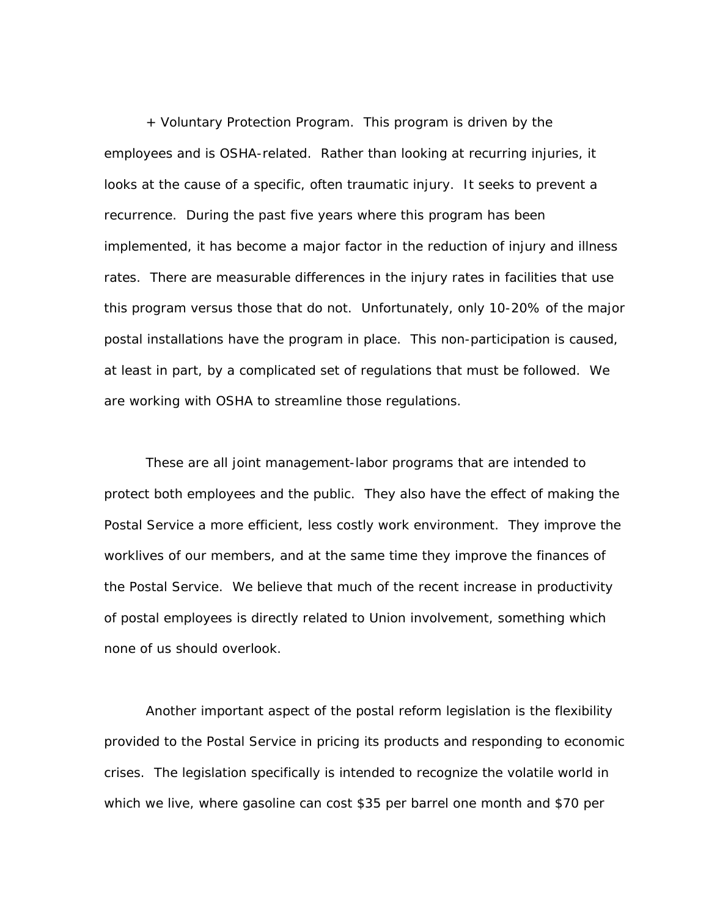+ Voluntary Protection Program. This program is driven by the employees and is OSHA-related. Rather than looking at recurring injuries, it looks at the cause of a specific, often traumatic injury. It seeks to prevent a recurrence. During the past five years where this program has been implemented, it has become a major factor in the reduction of injury and illness rates. There are measurable differences in the injury rates in facilities that use this program versus those that do not. Unfortunately, only 10-20% of the major postal installations have the program in place. This non-participation is caused, at least in part, by a complicated set of regulations that must be followed. We are working with OSHA to streamline those regulations.

These are all joint management-labor programs that are intended to protect both employees and the public. They also have the effect of making the Postal Service a more efficient, less costly work environment. They improve the worklives of our members, and at the same time they improve the finances of the Postal Service. We believe that much of the recent increase in productivity of postal employees is directly related to Union involvement, something which none of us should overlook.

Another important aspect of the postal reform legislation is the flexibility provided to the Postal Service in pricing its products and responding to economic crises. The legislation specifically is intended to recognize the volatile world in which we live, where gasoline can cost $35 per barrel one month and $70 per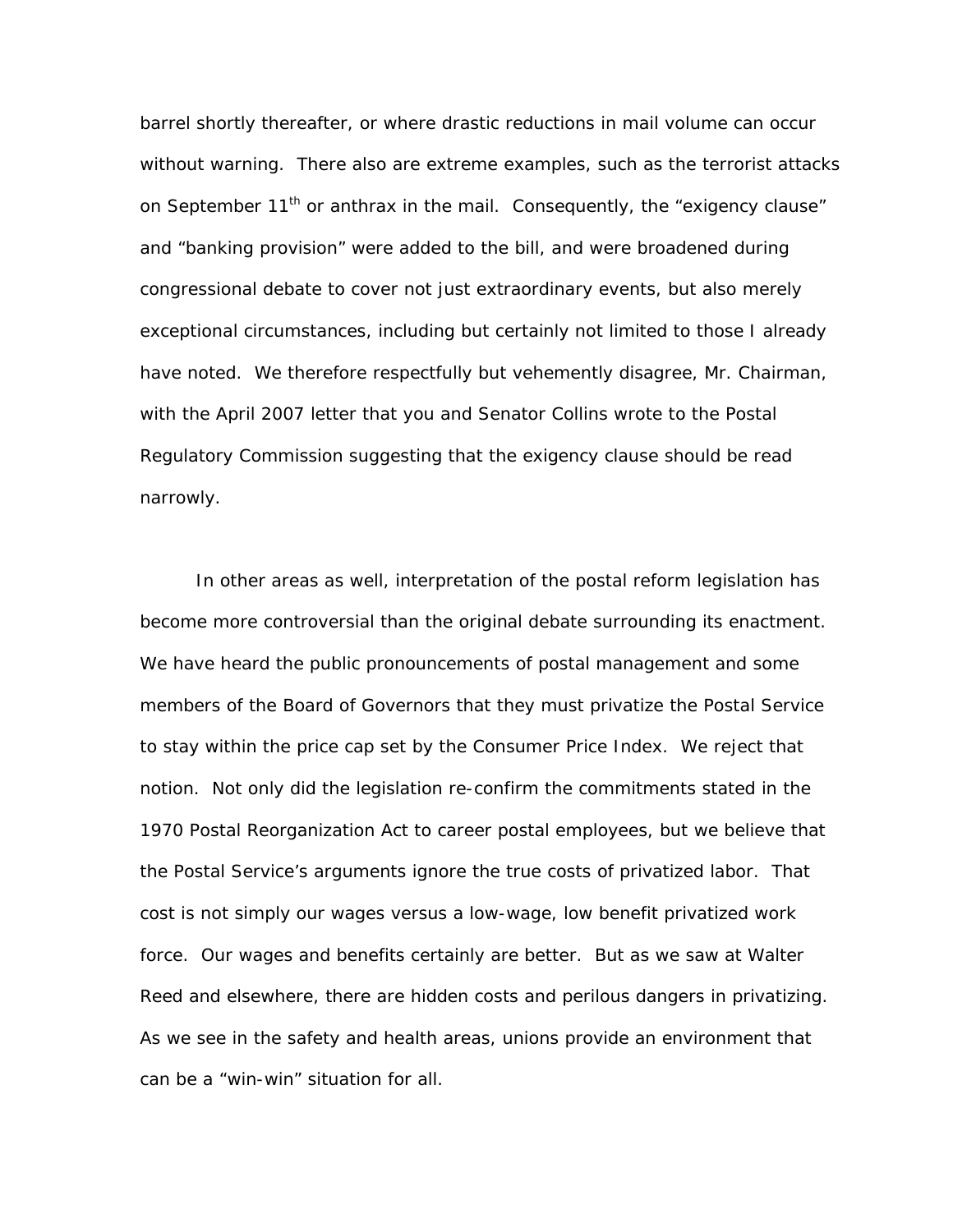barrel shortly thereafter, or where drastic reductions in mail volume can occur without warning. There also are extreme examples, such as the terrorist attacks on September 11th or anthrax in the mail. Consequently, the "exigency clause" and "banking provision" were added to the bill, and were broadened during congressional debate to cover not just extraordinary events, but also merely exceptional circumstances, including but certainly not limited to those I already have noted. We therefore respectfully but vehemently disagree, Mr. Chairman, with the April 2007 letter that you and Senator Collins wrote to the Postal Regulatory Commission suggesting that the exigency clause should be read narrowly.

In other areas as well, interpretation of the postal reform legislation has become more controversial than the original debate surrounding its enactment. We have heard the public pronouncements of postal management and some members of the Board of Governors that they must privatize the Postal Service to stay within the price cap set by the Consumer Price Index. We reject that notion. Not only did the legislation re-confirm the commitments stated in the 1970 Postal Reorganization Act to career postal employees, but we believe that the Postal Service's arguments ignore the true costs of privatized labor. That cost is not simply our wages versus a low-wage, low benefit privatized work force. Our wages and benefits certainly are better. But as we saw at Walter Reed and elsewhere, there are hidden costs and perilous dangers in privatizing. As we see in the safety and health areas, unions provide an environment that can be a "win-win" situation for all.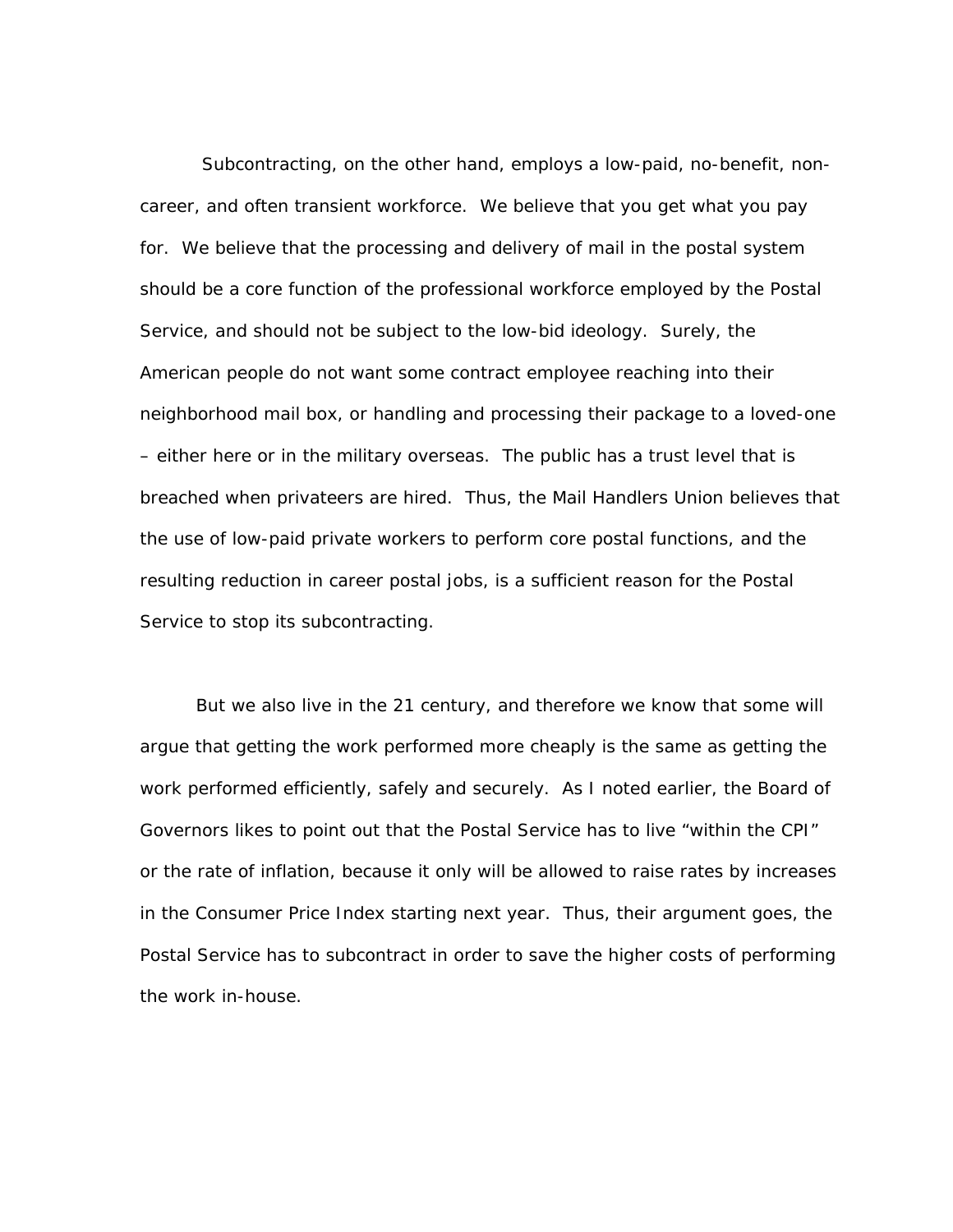Subcontracting, on the other hand, employs a low-paid, no-benefit, non-career, and often transient workforce. We believe that you get what you pay for. We believe that the processing and delivery of mail in the postal system should be a core function of the professional workforce employed by the Postal Service, and should not be subject to the low-bid ideology. Surely, the American people do not want some contract employee reaching into their neighborhood mail box, or handling and processing their package to a loved-one – either here or in the military overseas. The public has a trust level that is breached when privateers are hired. Thus, the Mail Handlers Union believes that the use of low-paid private workers to perform core postal functions, and the resulting reduction in career postal jobs, is a sufficient reason for the Postal Service to stop its subcontracting.

But we also live in the 21 century, and therefore we know that some will argue that getting the work performed more cheaply is the same as getting the work performed efficiently, safely and securely. As I noted earlier, the Board of Governors likes to point out that the Postal Service has to live "within the CPI" or the rate of inflation, because it only will be allowed to raise rates by increases in the Consumer Price Index starting next year. Thus, their argument goes, the Postal Service has to subcontract in order to save the higher costs of performing the work in-house.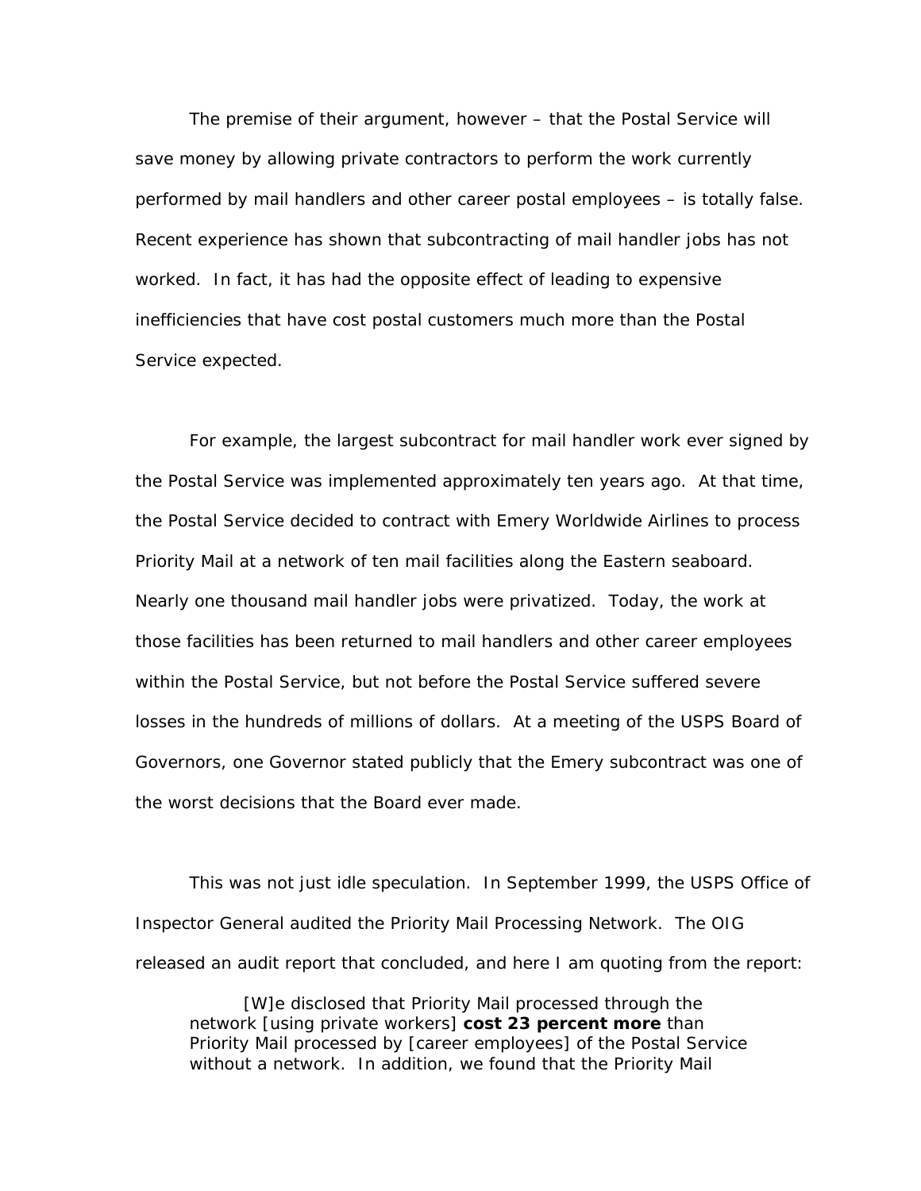The premise of their argument, however – that the Postal Service will save money by allowing private contractors to perform the work currently performed by mail handlers and other career postal employees – is totally false. Recent experience has shown that subcontracting of mail handler jobs has not worked. In fact, it has had the opposite effect of leading to expensive inefficiencies that have cost postal customers much more than the Postal Service expected.

For example, the largest subcontract for mail handler work ever signed by the Postal Service was implemented approximately ten years ago. At that time, the Postal Service decided to contract with Emery Worldwide Airlines to process Priority Mail at a network of ten mail facilities along the Eastern seaboard. Nearly one thousand mail handler jobs were privatized. Today, the work at those facilities has been returned to mail handlers and other career employees within the Postal Service, but not before the Postal Service suffered severe losses in the hundreds of millions of dollars. At a meeting of the USPS Board of Governors, one Governor stated publicly that the Emery subcontract was one of the worst decisions that the Board ever made.

This was not just idle speculation. In September 1999, the USPS Office of Inspector General audited the Priority Mail Processing Network. The OIG released an audit report that concluded, and here I am quoting from the report:

> [W]e disclosed that Priority Mail processed through the network [using private workers] **cost 23 percent more** than Priority Mail processed by [career employees] of the Postal Service without a network. In addition, we found that the Priority Mail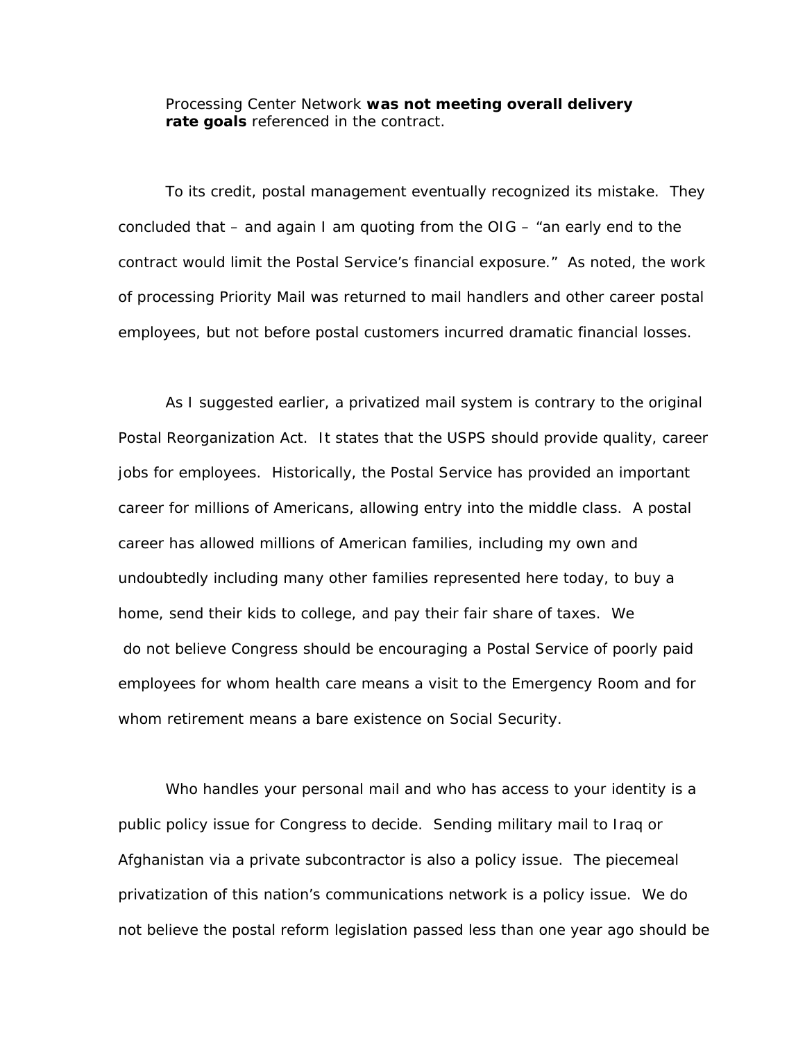Processing Center Network **was not meeting overall delivery rate goals** referenced in the contract.

To its credit, postal management eventually recognized its mistake. They concluded that – and again I am quoting from the OIG – "an early end to the contract would limit the Postal Service's financial exposure." As noted, the work of processing Priority Mail was returned to mail handlers and other career postal employees, but not before postal customers incurred dramatic financial losses.

As I suggested earlier, a privatized mail system is contrary to the original Postal Reorganization Act. It states that the USPS should provide quality, career jobs for employees. Historically, the Postal Service has provided an important career for millions of Americans, allowing entry into the middle class. A postal career has allowed millions of American families, including my own and undoubtedly including many other families represented here today, to buy a home, send their kids to college, and pay their fair share of taxes. We do not believe Congress should be encouraging a Postal Service of poorly paid employees for whom health care means a visit to the Emergency Room and for whom retirement means a bare existence on Social Security.

Who handles your personal mail and who has access to your identity is a public policy issue for Congress to decide. Sending military mail to Iraq or Afghanistan via a private subcontractor is also a policy issue. The piecemeal privatization of this nation's communications network is a policy issue. We do not believe the postal reform legislation passed less than one year ago should be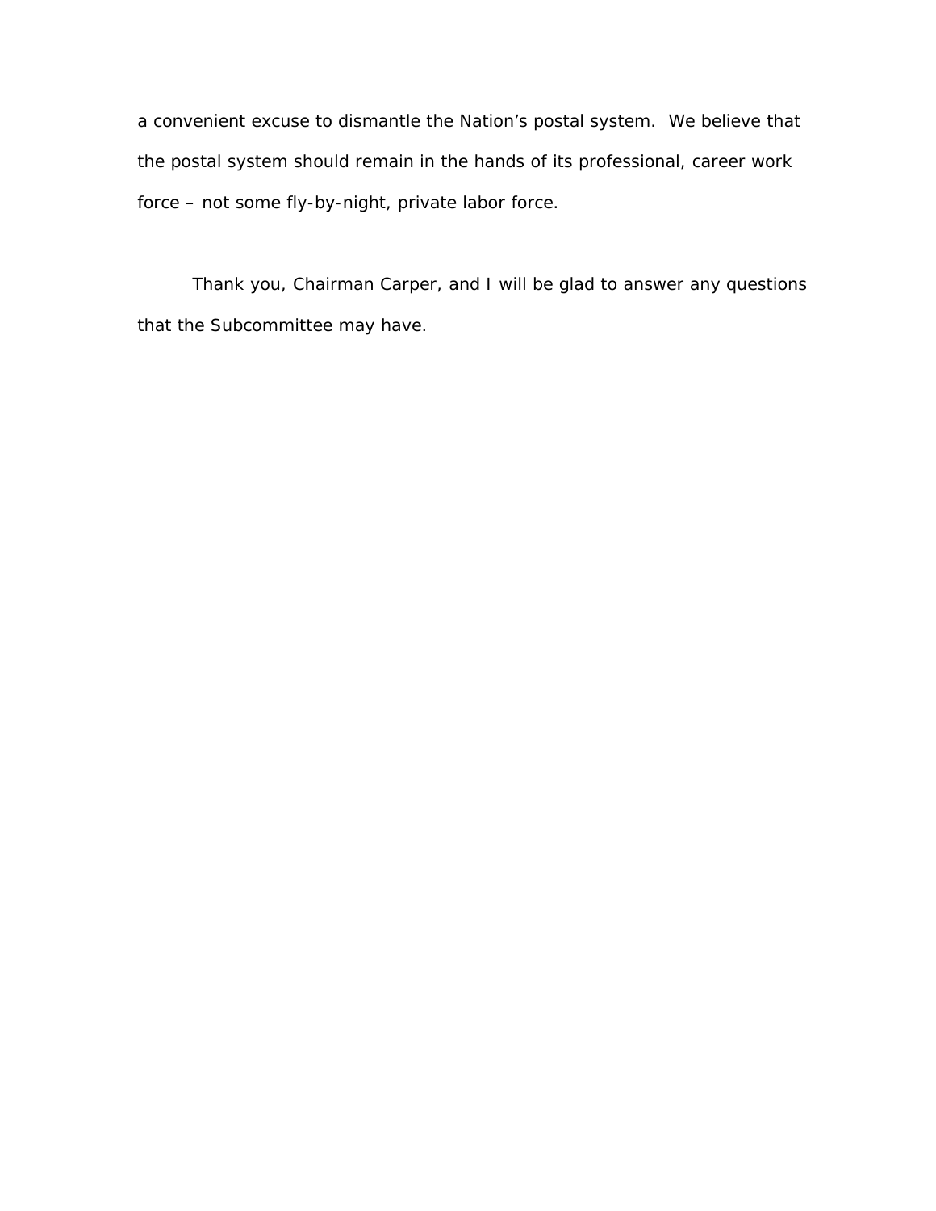a convenient excuse to dismantle the Nation's postal system. We believe that the postal system should remain in the hands of its professional, career work force – not some fly-by-night, private labor force.

Thank you, Chairman Carper, and I will be glad to answer any questions that the Subcommittee may have.